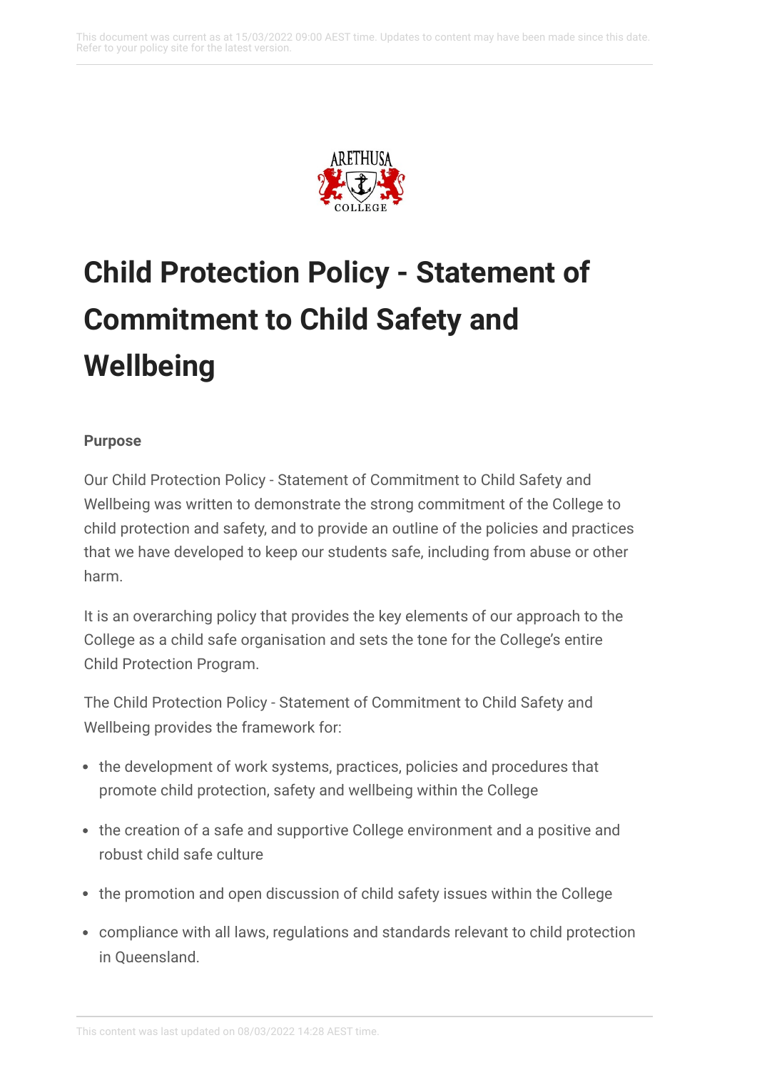# Child Protection Policy - Statement of Commitment to Child Safety and Wellbeing

**Purpose**

Our Child Protection Policy - Statement of Commitment to Child Safety and Wellbeing was written to demonstrate the strong commitment of the College to child protection and safety, and to provide an outline of the policies and practices that we have developed to keep our students safe, including from abuse or other harm.

It is an overarching policy that provides the key elements of our approach to the College as a child safe organisation and sets the tone for the College's entire Child Protection Program.

The Child Protection Policy - Statement of Commitment to Child Safety and Wellbeing provides the framework for:

- the development of work systems, practices, policies and procedures that promote child protection, safety and wellbeing within the College
- the creation of a safe and supportive College environment and a positive and robust child safe culture
- the promotion and open discussion of child safety issues within the College
- compliance with all laws, regulations and standards relevant to child protection in Queensland.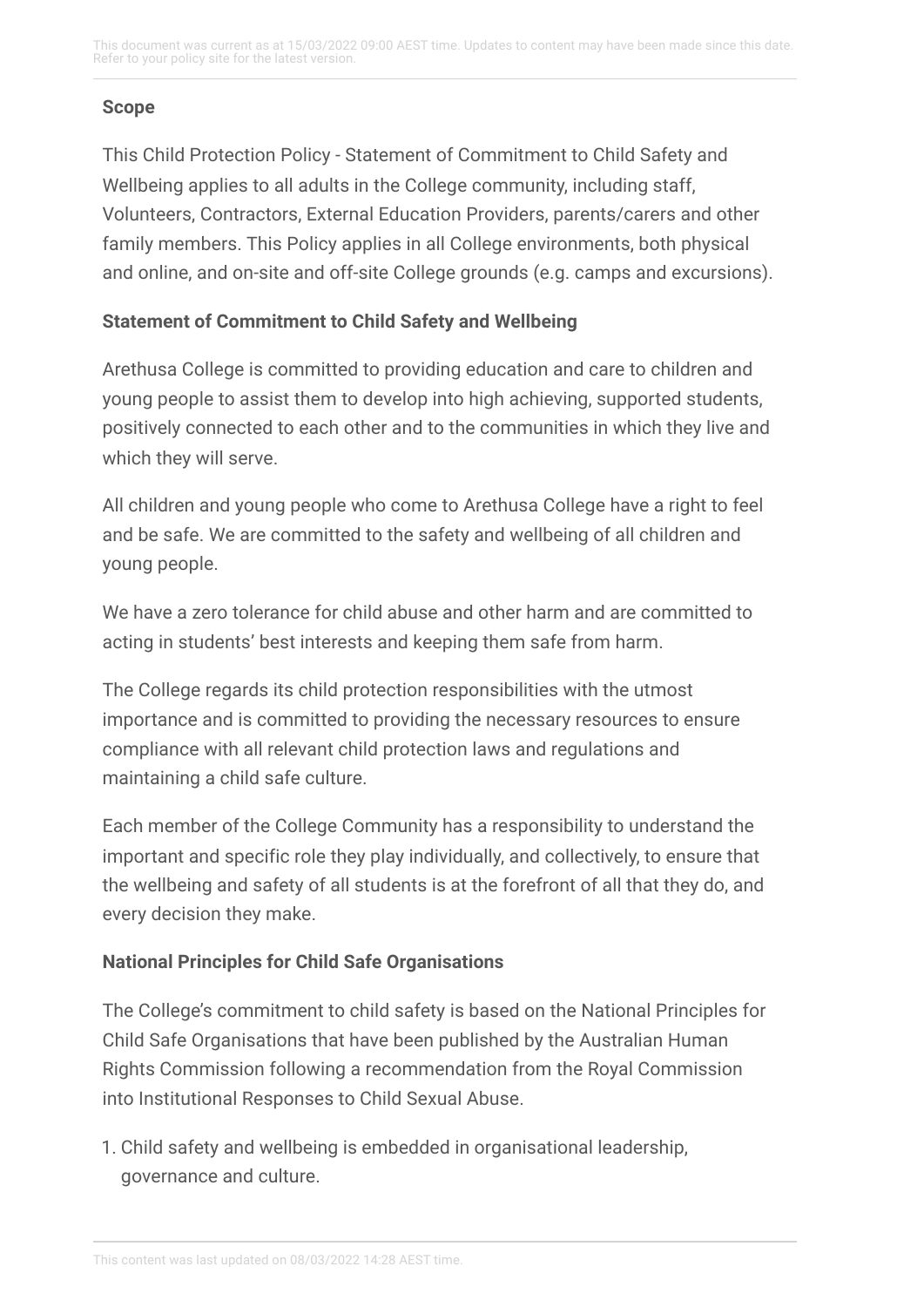**Scope**

This Child Protection Policy - Statement of Commitment to Child Safety and Wellbeing applies to all adults in the College community, including staff, Volunteers, Contractors, External Education Providers, parents/carers and other family members. This Policy applies in all College environments, both physical and online, and on-site and off-site College grounds (e.g. camps and excursions).

**Statement of Commitment to Child Safety and Wellbeing**

Arethusa College is committed to providing education and care to children and young people to assist them to develop into high achieving, supported students, positively connected to each other and to the communities in which they live and which they will serve.

All children and young people who come to Arethusa College have a right to feel and be safe. We are committed to the safety and wellbeing of all children and young people.

We have a zero tolerance for child abuse and other harm and are committed to acting in students' best interests and keeping them safe from harm.

The College regards its child protection responsibilities with the utmost importance and is committed to providing the necessary resources to ensure compliance with all relevant child protection laws and regulations and maintaining a child safe culture.

Each member of the College Community has a responsibility to understand the important and specific role they play individually, and collectively, to ensure that the wellbeing and safety of all students is at the forefront of all that they do, and every decision they make.

**National Principles for Child Safe Organisations**

The College's commitment to child safety is based on the National Principles for Child Safe Organisations that have been published by the Australian Human Rights Commission following a recommendation from the Royal Commission into Institutional Responses to Child Sexual Abuse.

1. Child safety and wellbeing is embedded in organisational leadership, governance and culture.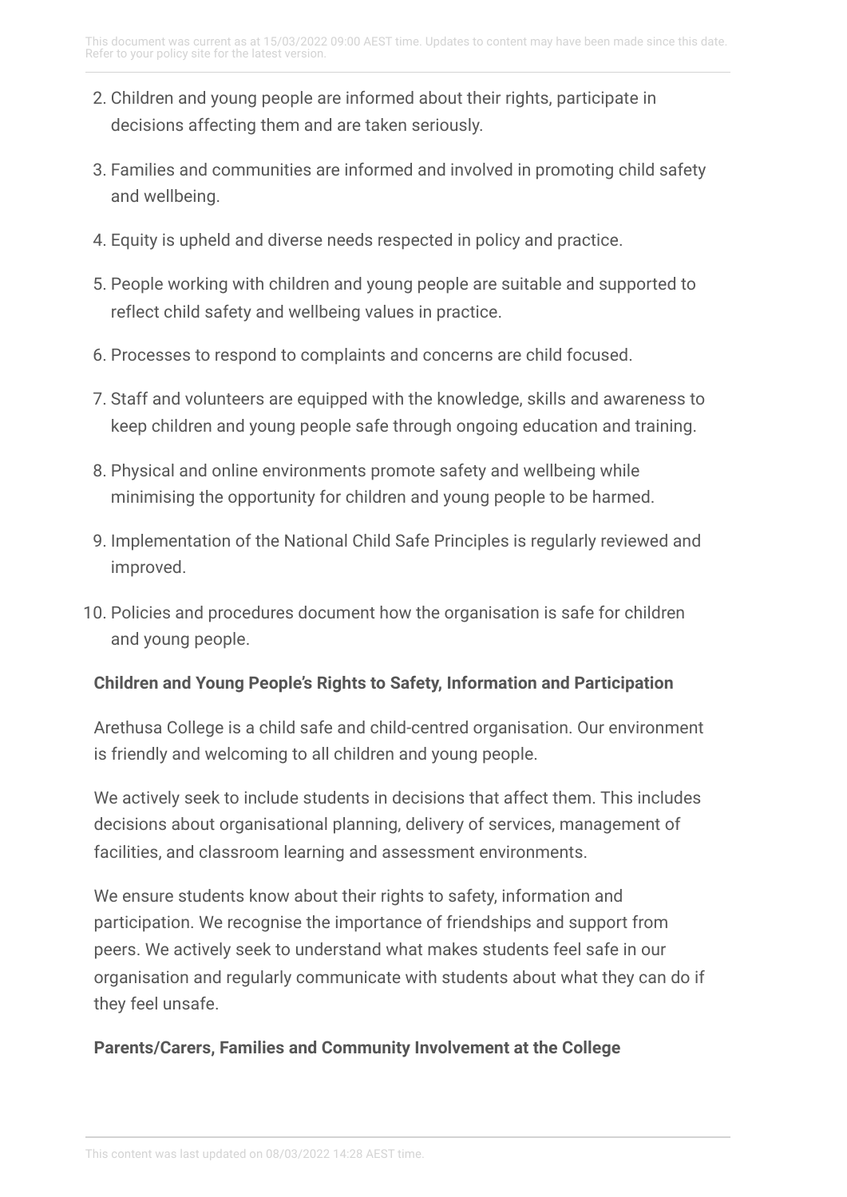2. Children and young people are informed about their rights, participate in decisions affecting them and are taken seriously.
3. Families and communities are informed and involved in promoting child safety and wellbeing.
4. Equity is upheld and diverse needs respected in policy and practice.
5. People working with children and young people are suitable and supported to reflect child safety and wellbeing values in practice.
6. Processes to respond to complaints and concerns are child focused.
7. Staff and volunteers are equipped with the knowledge, skills and awareness to keep children and young people safe through ongoing education and training.
8. Physical and online environments promote safety and wellbeing while minimising the opportunity for children and young people to be harmed.
9. Implementation of the National Child Safe Principles is regularly reviewed and improved.
10. Policies and procedures document how the organisation is safe for children and young people.

**Children and Young People's Rights to Safety, Information and Participation**

Arethusa College is a child safe and child-centred organisation. Our environment is friendly and welcoming to all children and young people.

We actively seek to include students in decisions that affect them. This includes decisions about organisational planning, delivery of services, management of facilities, and classroom learning and assessment environments.

We ensure students know about their rights to safety, information and participation. We recognise the importance of friendships and support from peers. We actively seek to understand what makes students feel safe in our organisation and regularly communicate with students about what they can do if they feel unsafe.

**Parents/Carers, Families and Community Involvement at the College**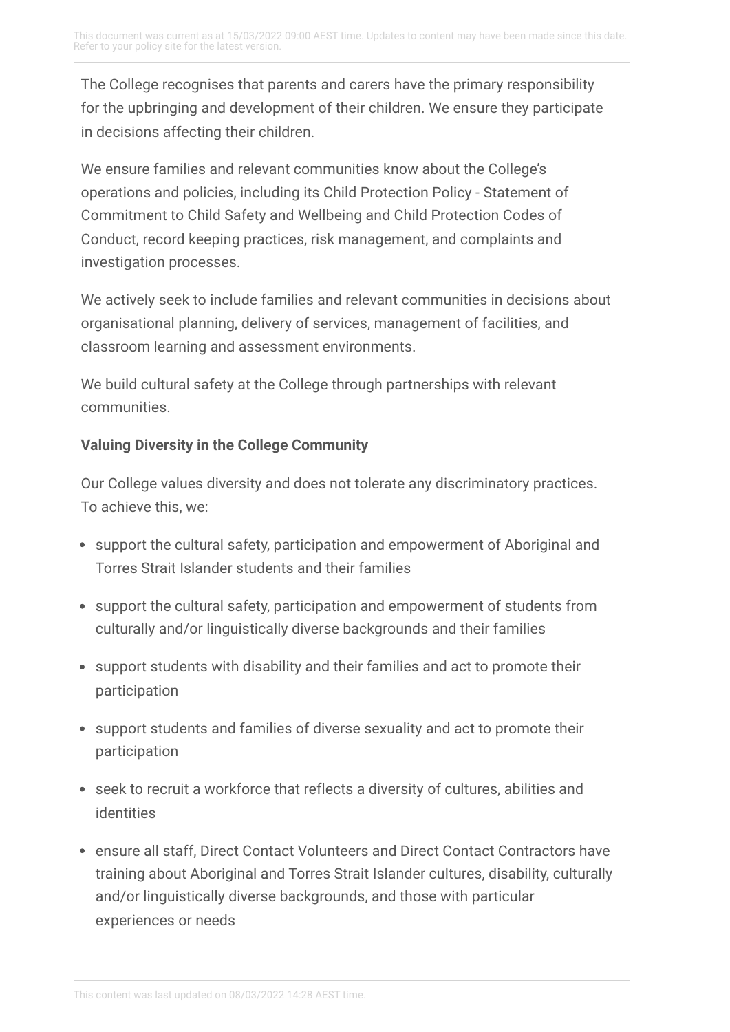The College recognises that parents and carers have the primary responsibility for the upbringing and development of their children. We ensure they participate in decisions affecting their children.

We ensure families and relevant communities know about the College's operations and policies, including its Child Protection Policy - Statement of Commitment to Child Safety and Wellbeing and Child Protection Codes of Conduct, record keeping practices, risk management, and complaints and investigation processes.

We actively seek to include families and relevant communities in decisions about organisational planning, delivery of services, management of facilities, and classroom learning and assessment environments.

We build cultural safety at the College through partnerships with relevant communities.

**Valuing Diversity in the College Community**

Our College values diversity and does not tolerate any discriminatory practices. To achieve this, we:

- support the cultural safety, participation and empowerment of Aboriginal and Torres Strait Islander students and their families
- support the cultural safety, participation and empowerment of students from culturally and/or linguistically diverse backgrounds and their families
- support students with disability and their families and act to promote their participation
- support students and families of diverse sexuality and act to promote their participation
- seek to recruit a workforce that reflects a diversity of cultures, abilities and identities
- ensure all staff, Direct Contact Volunteers and Direct Contact Contractors have training about Aboriginal and Torres Strait Islander cultures, disability, culturally and/or linguistically diverse backgrounds, and those with particular experiences or needs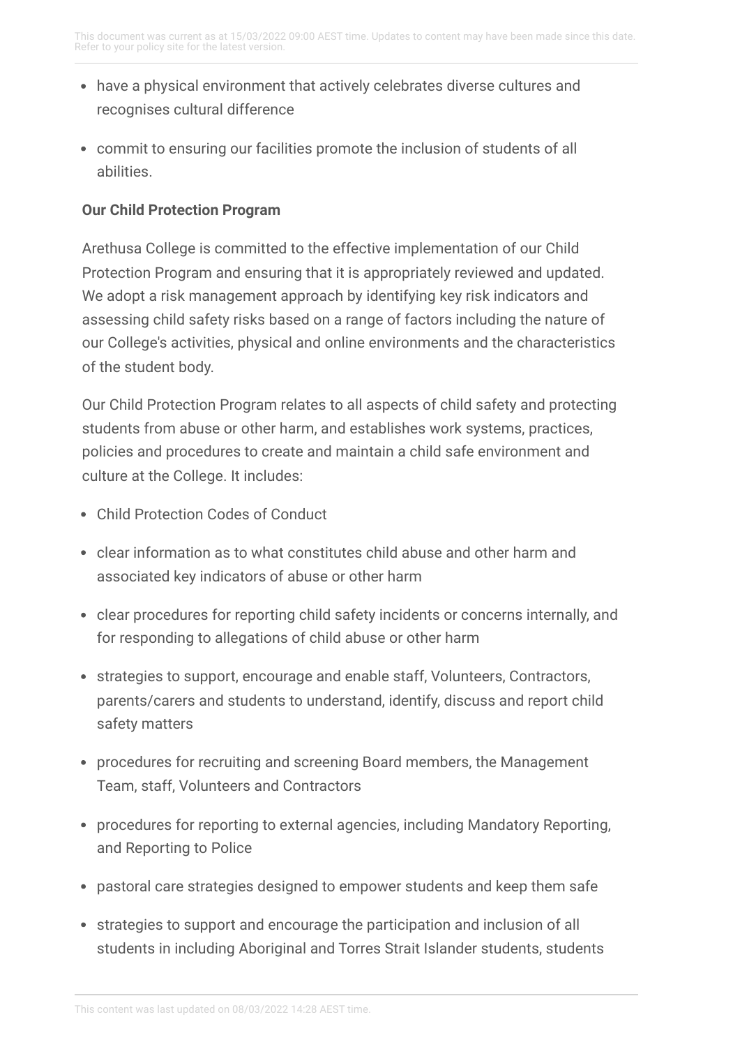- have a physical environment that actively celebrates diverse cultures and recognises cultural difference
- commit to ensuring our facilities promote the inclusion of students of all abilities.

**Our Child Protection Program**

Arethusa College is committed to the effective implementation of our Child Protection Program and ensuring that it is appropriately reviewed and updated. We adopt a risk management approach by identifying key risk indicators and assessing child safety risks based on a range of factors including the nature of our College's activities, physical and online environments and the characteristics of the student body.

Our Child Protection Program relates to all aspects of child safety and protecting students from abuse or other harm, and establishes work systems, practices, policies and procedures to create and maintain a child safe environment and culture at the College. It includes:

- Child Protection Codes of Conduct
- clear information as to what constitutes child abuse and other harm and associated key indicators of abuse or other harm
- clear procedures for reporting child safety incidents or concerns internally, and for responding to allegations of child abuse or other harm
- strategies to support, encourage and enable staff, Volunteers, Contractors, parents/carers and students to understand, identify, discuss and report child safety matters
- procedures for recruiting and screening Board members, the Management Team, staff, Volunteers and Contractors
- procedures for reporting to external agencies, including Mandatory Reporting, and Reporting to Police
- pastoral care strategies designed to empower students and keep them safe
- strategies to support and encourage the participation and inclusion of all students in including Aboriginal and Torres Strait Islander students, students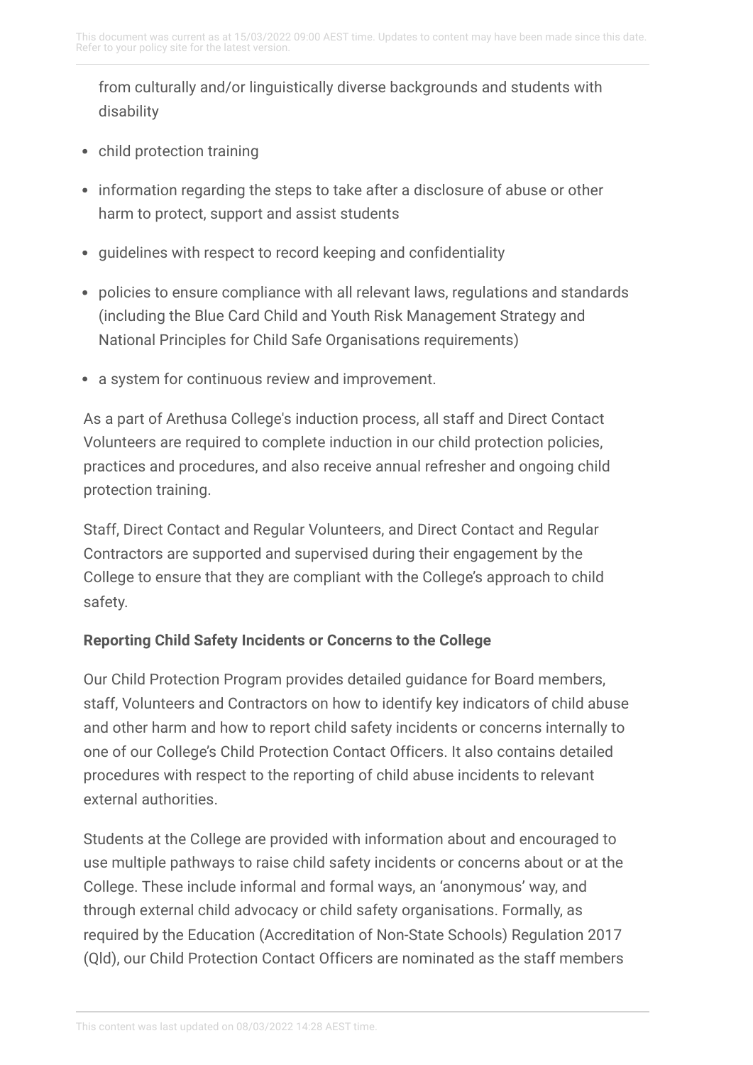from culturally and/or linguistically diverse backgrounds and students with disability

- child protection training
- information regarding the steps to take after a disclosure of abuse or other harm to protect, support and assist students
- guidelines with respect to record keeping and confidentiality
- policies to ensure compliance with all relevant laws, regulations and standards (including the Blue Card Child and Youth Risk Management Strategy and National Principles for Child Safe Organisations requirements)
- a system for continuous review and improvement.

As a part of Arethusa College's induction process, all staff and Direct Contact Volunteers are required to complete induction in our child protection policies, practices and procedures, and also receive annual refresher and ongoing child protection training.

Staff, Direct Contact and Regular Volunteers, and Direct Contact and Regular Contractors are supported and supervised during their engagement by the College to ensure that they are compliant with the College's approach to child safety.

**Reporting Child Safety Incidents or Concerns to the College**

Our Child Protection Program provides detailed guidance for Board members, staff, Volunteers and Contractors on how to identify key indicators of child abuse and other harm and how to report child safety incidents or concerns internally to one of our College's Child Protection Contact Officers. It also contains detailed procedures with respect to the reporting of child abuse incidents to relevant external authorities.

Students at the College are provided with information about and encouraged to use multiple pathways to raise child safety incidents or concerns about or at the College. These include informal and formal ways, an 'anonymous' way, and through external child advocacy or child safety organisations. Formally, as required by the Education (Accreditation of Non-State Schools) Regulation 2017 (Qld), our Child Protection Contact Officers are nominated as the staff members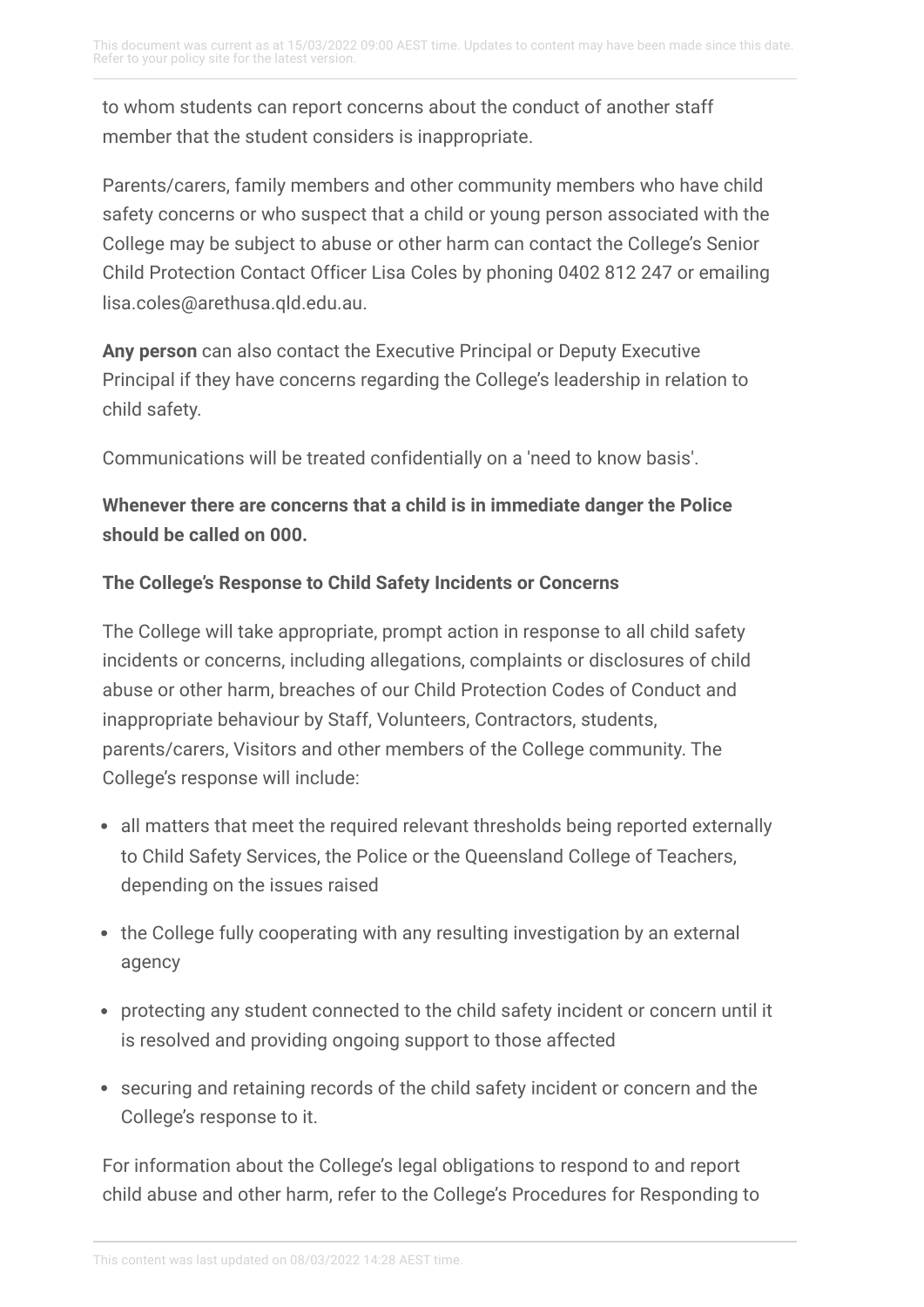to whom students can report concerns about the conduct of another staff member that the student considers is inappropriate.

Parents/carers, family members and other community members who have child safety concerns or who suspect that a child or young person associated with the College may be subject to abuse or other harm can contact the College's Senior Child Protection Contact Officer Lisa Coles by phoning 0402 812 247 or emailing lisa.coles@arethusa.qld.edu.au.

**Any person** can also contact the Executive Principal or Deputy Executive Principal if they have concerns regarding the College's leadership in relation to child safety.

Communications will be treated confidentially on a 'need to know basis'.

**Whenever there are concerns that a child is in immediate danger the Police should be called on 000.**

**The College's Response to Child Safety Incidents or Concerns**

The College will take appropriate, prompt action in response to all child safety incidents or concerns, including allegations, complaints or disclosures of child abuse or other harm, breaches of our Child Protection Codes of Conduct and inappropriate behaviour by Staff, Volunteers, Contractors, students, parents/carers, Visitors and other members of the College community. The College's response will include:

- all matters that meet the required relevant thresholds being reported externally to Child Safety Services, the Police or the Queensland College of Teachers, depending on the issues raised
- the College fully cooperating with any resulting investigation by an external agency
- protecting any student connected to the child safety incident or concern until it is resolved and providing ongoing support to those affected
- securing and retaining records of the child safety incident or concern and the College's response to it.

For information about the College's legal obligations to respond to and report child abuse and other harm, refer to the College's Procedures for Responding to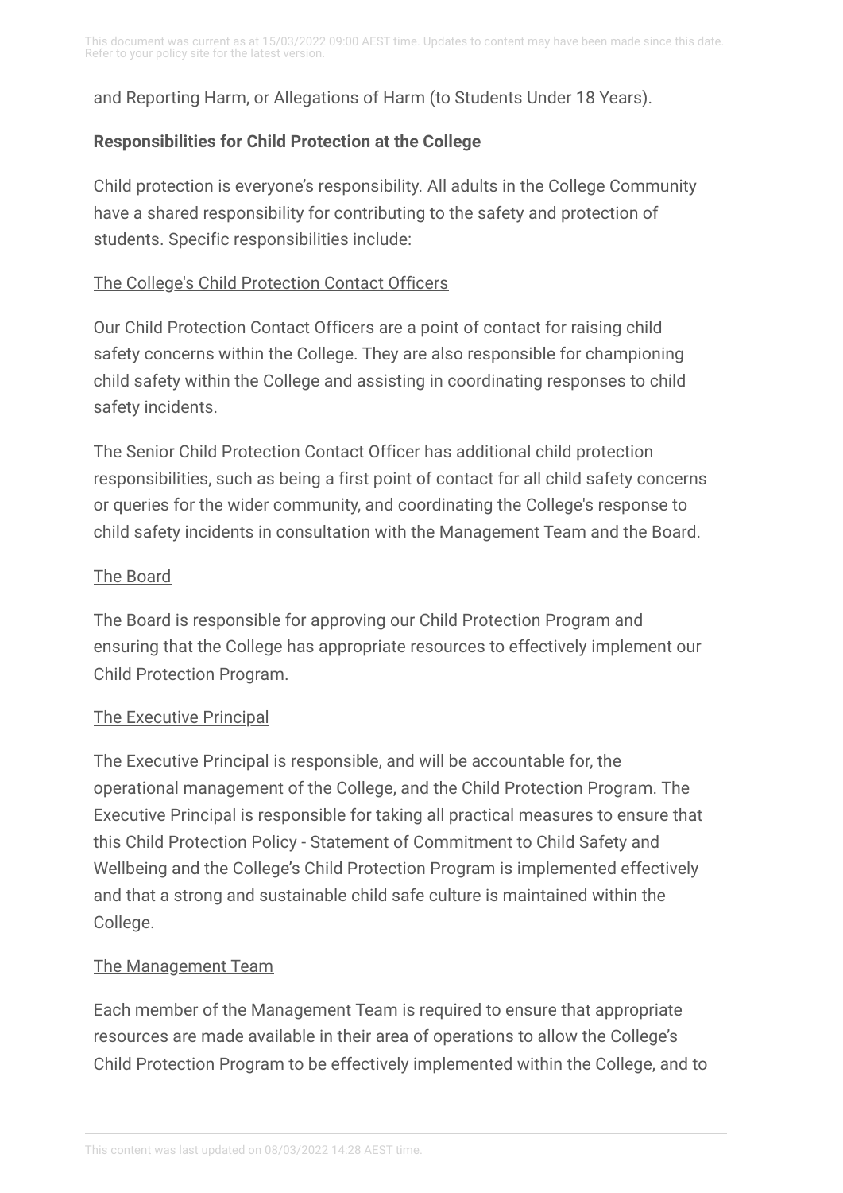and Reporting Harm, or Allegations of Harm (to Students Under 18 Years).

**Responsibilities for Child Protection at the College**

Child protection is everyone's responsibility. All adults in the College Community have a shared responsibility for contributing to the safety and protection of students. Specific responsibilities include:

The College's Child Protection Contact Officers

Our Child Protection Contact Officers are a point of contact for raising child safety concerns within the College. They are also responsible for championing child safety within the College and assisting in coordinating responses to child safety incidents.

The Senior Child Protection Contact Officer has additional child protection responsibilities, such as being a first point of contact for all child safety concerns or queries for the wider community, and coordinating the College's response to child safety incidents in consultation with the Management Team and the Board.

The Board

The Board is responsible for approving our Child Protection Program and ensuring that the College has appropriate resources to effectively implement our Child Protection Program.

The Executive Principal

The Executive Principal is responsible, and will be accountable for, the operational management of the College, and the Child Protection Program. The Executive Principal is responsible for taking all practical measures to ensure that this Child Protection Policy - Statement of Commitment to Child Safety and Wellbeing and the College's Child Protection Program is implemented effectively and that a strong and sustainable child safe culture is maintained within the College.

The Management Team

Each member of the Management Team is required to ensure that appropriate resources are made available in their area of operations to allow the College's Child Protection Program to be effectively implemented within the College, and to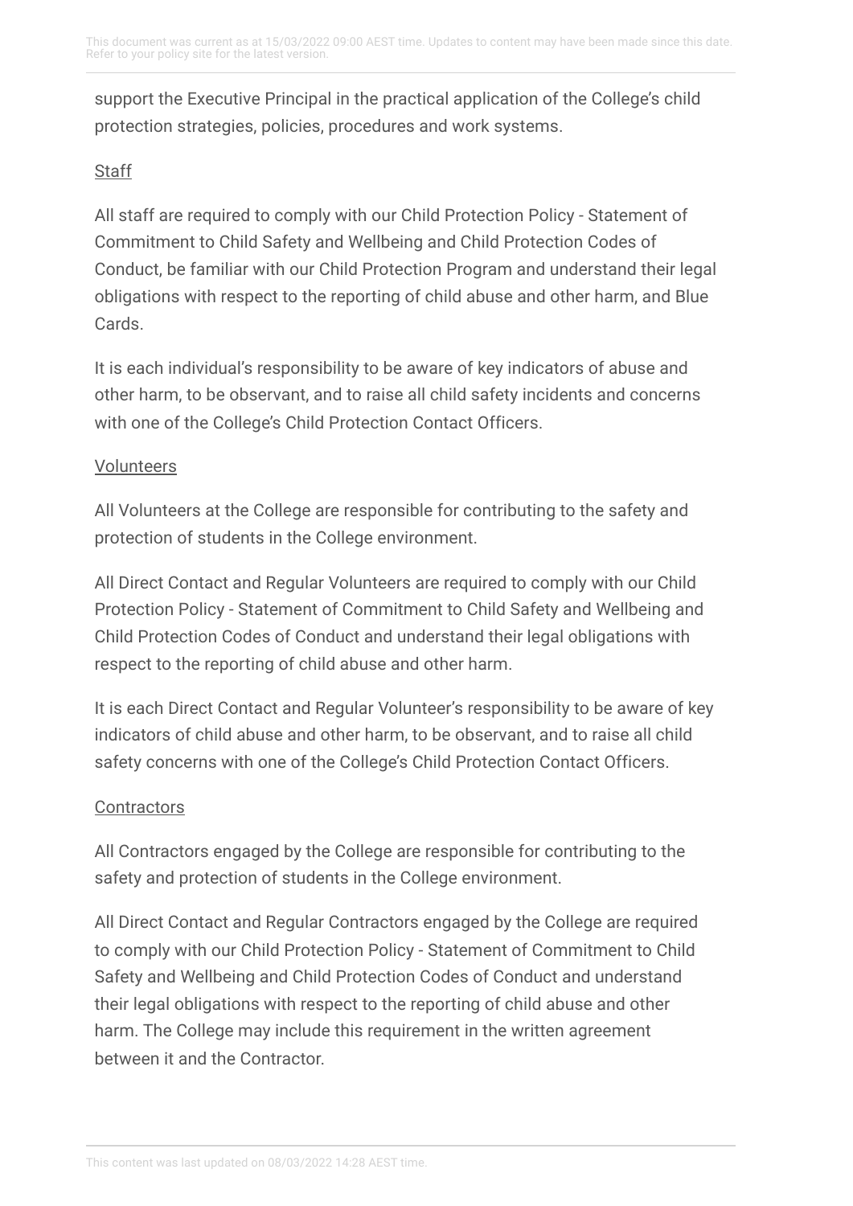support the Executive Principal in the practical application of the College's child protection strategies, policies, procedures and work systems.

<u>Staff</u>

All staff are required to comply with our Child Protection Policy - Statement of Commitment to Child Safety and Wellbeing and Child Protection Codes of Conduct, be familiar with our Child Protection Program and understand their legal obligations with respect to the reporting of child abuse and other harm, and Blue Cards.

It is each individual's responsibility to be aware of key indicators of abuse and other harm, to be observant, and to raise all child safety incidents and concerns with one of the College's Child Protection Contact Officers.

<u>Volunteers</u>

All Volunteers at the College are responsible for contributing to the safety and protection of students in the College environment.

All Direct Contact and Regular Volunteers are required to comply with our Child Protection Policy - Statement of Commitment to Child Safety and Wellbeing and Child Protection Codes of Conduct and understand their legal obligations with respect to the reporting of child abuse and other harm.

It is each Direct Contact and Regular Volunteer's responsibility to be aware of key indicators of child abuse and other harm, to be observant, and to raise all child safety concerns with one of the College's Child Protection Contact Officers.

<u>Contractors</u>

All Contractors engaged by the College are responsible for contributing to the safety and protection of students in the College environment.

All Direct Contact and Regular Contractors engaged by the College are required to comply with our Child Protection Policy - Statement of Commitment to Child Safety and Wellbeing and Child Protection Codes of Conduct and understand their legal obligations with respect to the reporting of child abuse and other harm. The College may include this requirement in the written agreement between it and the Contractor.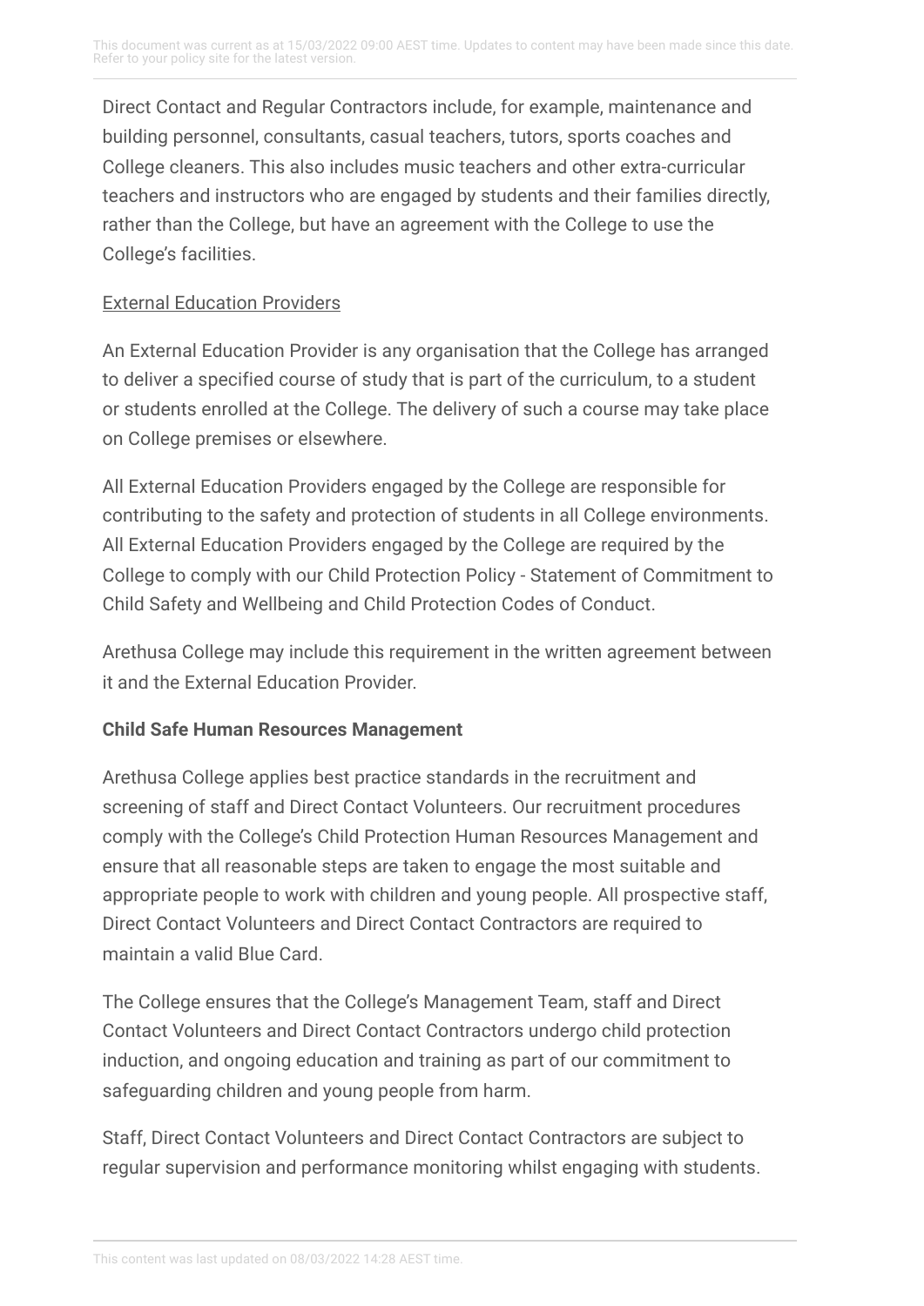Direct Contact and Regular Contractors include, for example, maintenance and building personnel, consultants, casual teachers, tutors, sports coaches and College cleaners. This also includes music teachers and other extra-curricular teachers and instructors who are engaged by students and their families directly, rather than the College, but have an agreement with the College to use the College's facilities.

<u>External Education Providers</u>

An External Education Provider is any organisation that the College has arranged to deliver a specified course of study that is part of the curriculum, to a student or students enrolled at the College. The delivery of such a course may take place on College premises or elsewhere.

All External Education Providers engaged by the College are responsible for contributing to the safety and protection of students in all College environments. All External Education Providers engaged by the College are required by the College to comply with our Child Protection Policy - Statement of Commitment to Child Safety and Wellbeing and Child Protection Codes of Conduct.

Arethusa College may include this requirement in the written agreement between it and the External Education Provider.

**Child Safe Human Resources Management**

Arethusa College applies best practice standards in the recruitment and screening of staff and Direct Contact Volunteers. Our recruitment procedures comply with the College's Child Protection Human Resources Management and ensure that all reasonable steps are taken to engage the most suitable and appropriate people to work with children and young people. All prospective staff, Direct Contact Volunteers and Direct Contact Contractors are required to maintain a valid Blue Card.

The College ensures that the College's Management Team, staff and Direct Contact Volunteers and Direct Contact Contractors undergo child protection induction, and ongoing education and training as part of our commitment to safeguarding children and young people from harm.

Staff, Direct Contact Volunteers and Direct Contact Contractors are subject to regular supervision and performance monitoring whilst engaging with students.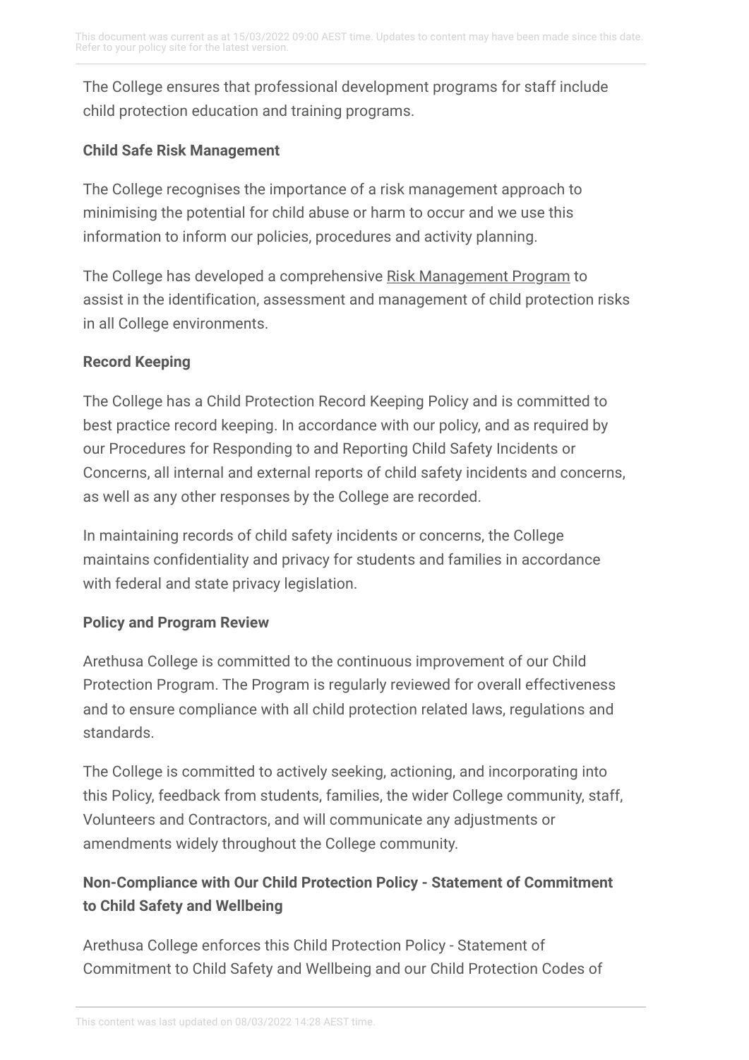The College ensures that professional development programs for staff include child protection education and training programs.

**Child Safe Risk Management**

The College recognises the importance of a risk management approach to minimising the potential for child abuse or harm to occur and we use this information to inform our policies, procedures and activity planning.

The College has developed a comprehensive Risk Management Program to assist in the identification, assessment and management of child protection risks in all College environments.

**Record Keeping**

The College has a Child Protection Record Keeping Policy and is committed to best practice record keeping. In accordance with our policy, and as required by our Procedures for Responding to and Reporting Child Safety Incidents or Concerns, all internal and external reports of child safety incidents and concerns, as well as any other responses by the College are recorded.

In maintaining records of child safety incidents or concerns, the College maintains confidentiality and privacy for students and families in accordance with federal and state privacy legislation.

**Policy and Program Review**

Arethusa College is committed to the continuous improvement of our Child Protection Program. The Program is regularly reviewed for overall effectiveness and to ensure compliance with all child protection related laws, regulations and standards.

The College is committed to actively seeking, actioning, and incorporating into this Policy, feedback from students, families, the wider College community, staff, Volunteers and Contractors, and will communicate any adjustments or amendments widely throughout the College community.

### Non-Compliance with Our Child Protection Policy - Statement of Commitment to Child Safety and Wellbeing

Arethusa College enforces this Child Protection Policy - Statement of Commitment to Child Safety and Wellbeing and our Child Protection Codes of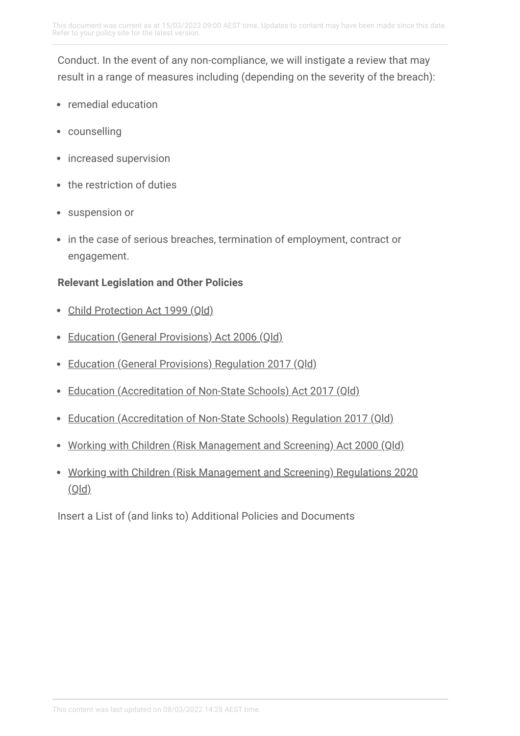Conduct. In the event of any non-compliance, we will instigate a review that may result in a range of measures including (depending on the severity of the breach):

- remedial education
- counselling
- increased supervision
- the restriction of duties
- suspension or
- in the case of serious breaches, termination of employment, contract or engagement.

**Relevant Legislation and Other Policies**

- Child Protection Act 1999 (Qld)
- Education (General Provisions) Act 2006 (Qld)
- Education (General Provisions) Regulation 2017 (Qld)
- Education (Accreditation of Non-State Schools) Act 2017 (Qld)
- Education (Accreditation of Non-State Schools) Regulation 2017 (Qld)
- Working with Children (Risk Management and Screening) Act 2000 (Qld)
- Working with Children (Risk Management and Screening) Regulations 2020 (Qld)

Insert a List of (and links to) Additional Policies and Documents